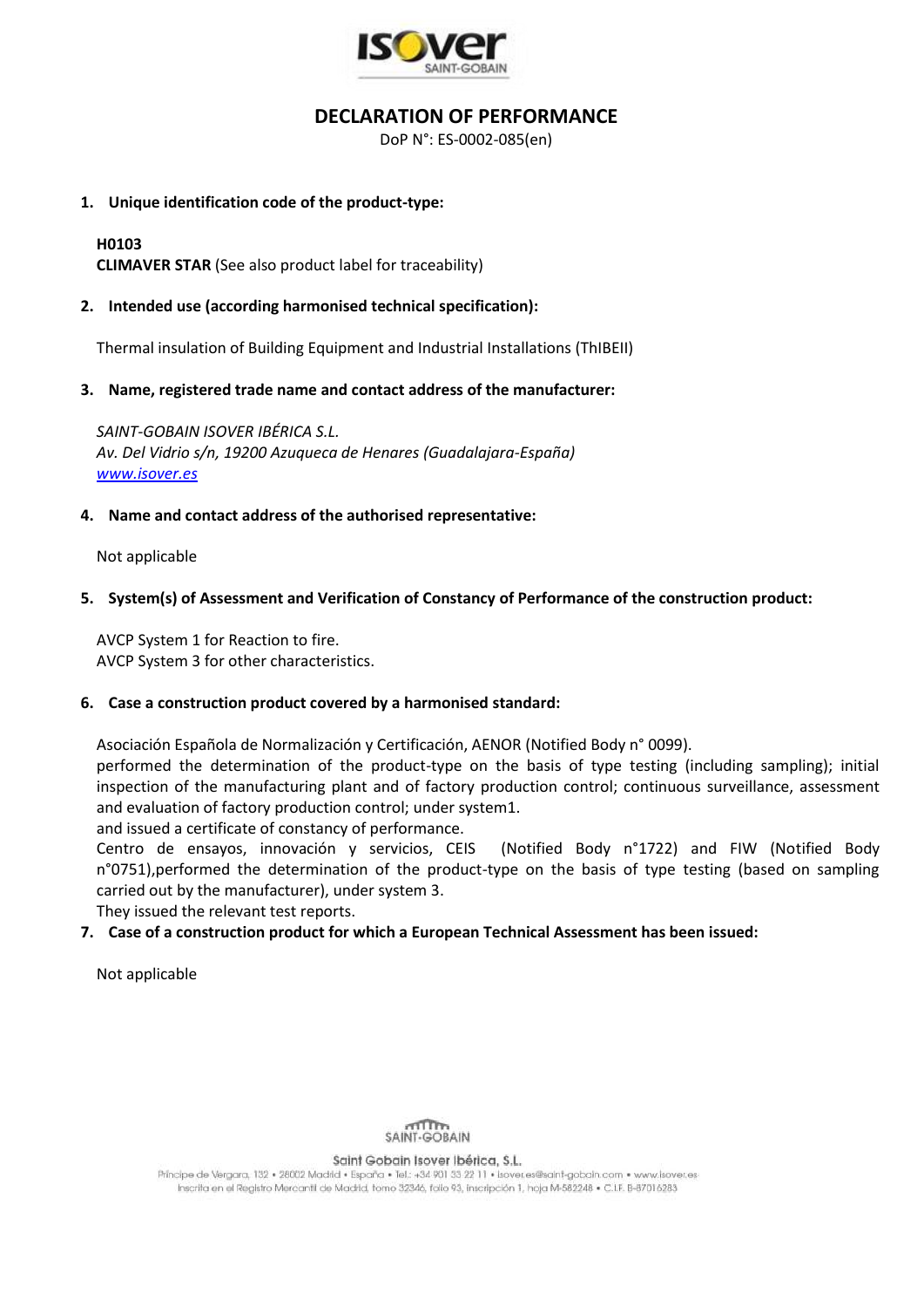# DECLARATION OF PERFORMANCE

DoP N°: ES-0002-085(en)

**1. Unique identification code of the product-type:**

**H0103**
**CLIMAVER STAR** (See also product label for traceability)

**2. Intended use (according harmonised technical specification):**

Thermal insulation of Building Equipment and Industrial Installations (ThIBEII)

**3. Name, registered trade name and contact address of the manufacturer:**

*SAINT-GOBAIN ISOVER IBÉRICA S.L.*
*Av. Del Vidrio s/n, 19200 Azuqueca de Henares (Guadalajara-España)*
*www.isover.es*

**4. Name and contact address of the authorised representative:**

Not applicable

**5. System(s) of Assessment and Verification of Constancy of Performance of the construction product:**

AVCP System 1 for Reaction to fire.
AVCP System 3 for other characteristics.

**6. Case a construction product covered by a harmonised standard:**

Asociación Española de Normalización y Certificación, AENOR (Notified Body n° 0099).
performed the determination of the product-type on the basis of type testing (including sampling); initial inspection of the manufacturing plant and of factory production control; continuous surveillance, assessment and evaluation of factory production control; under system1.
and issued a certificate of constancy of performance.
Centro de ensayos, innovación y servicios, CEIS (Notified Body n°1722) and FIW (Notified Body n°0751),performed the determination of the product-type on the basis of type testing (based on sampling carried out by the manufacturer), under system 3.
They issued the relevant test reports.

**7. Case of a construction product for which a European Technical Assessment has been issued:**

Not applicable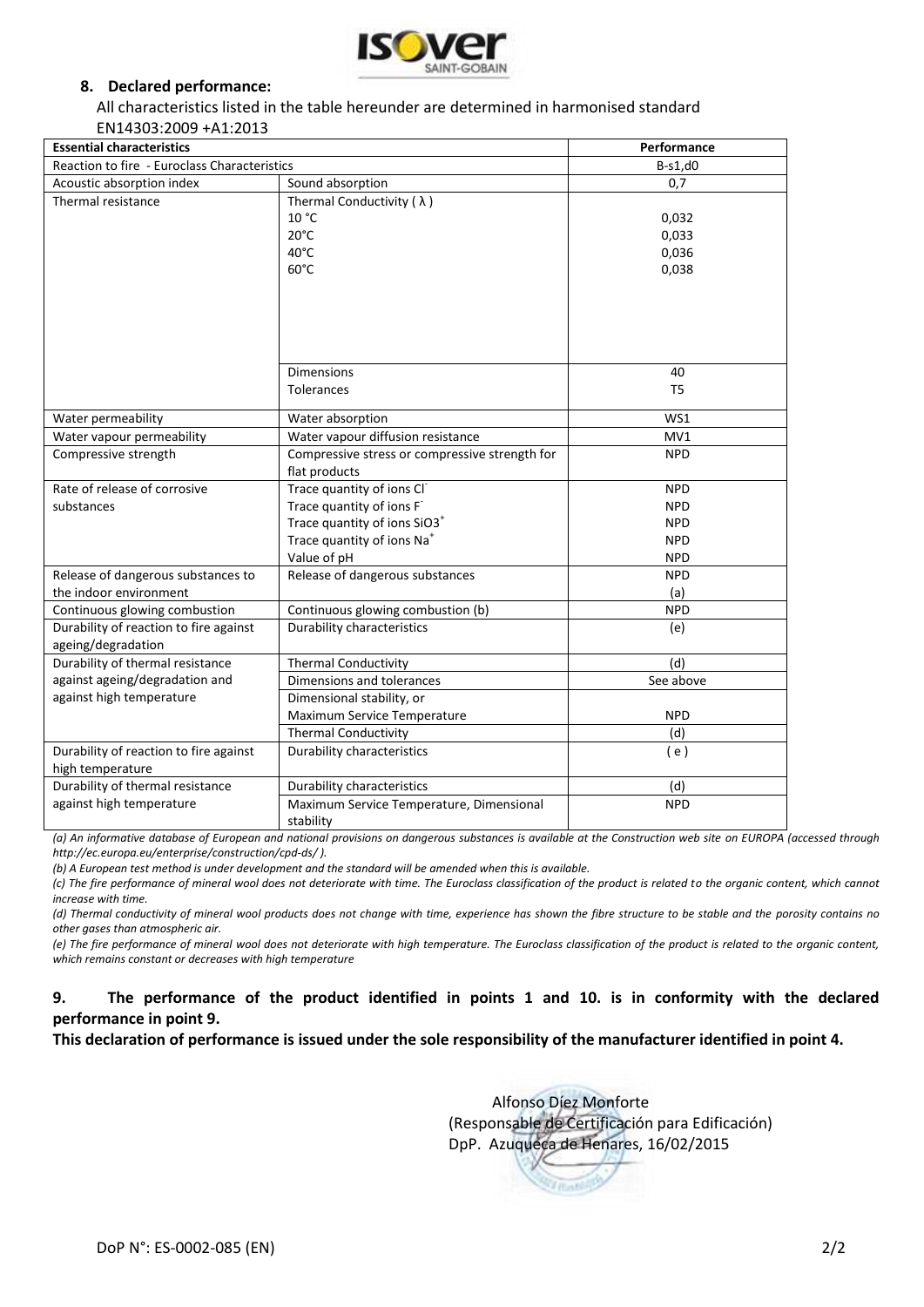## 8. Declared performance:

All characteristics listed in the table hereunder are determined in harmonised standard EN14303:2009 +A1:2013

| Essential characteristics | | Performance |
|---|---|---|
| Reaction to fire - Euroclass Characteristics | | B-s1,d0 |
| Acoustic absorption index | Sound absorption | 0,7 |
| Thermal resistance | Thermal Conductivity ( λ )<br>10 °C<br>20°C<br>40°C<br>60°C | <br>0,032<br>0,033<br>0,036<br>0,038 |
| | Dimensions<br>Tolerances | 40<br>T5 |
| Water permeability | Water absorption | WS1 |
| Water vapour permeability | Water vapour diffusion resistance | MV1 |
| Compressive strength | Compressive stress or compressive strength for flat products | NPD |
| Rate of release of corrosive substances | Trace quantity of ions $Cl^-$<br>Trace quantity of ions $F^-$<br>Trace quantity of ions $SiO3^+$<br>Trace quantity of ions $Na^+$<br>Value of pH | NPD<br>NPD<br>NPD<br>NPD<br>NPD |
| Release of dangerous substances to the indoor environment | Release of dangerous substances | NPD<br>(a) |
| Continuous glowing combustion | Continuous glowing combustion (b) | NPD |
| Durability of reaction to fire against ageing/degradation | Durability characteristics | (e) |
| Durability of thermal resistance against ageing/degradation and against high temperature | Thermal Conductivity | (d) |
| | Dimensions and tolerances | See above |
| | Dimensional stability, or<br>Maximum Service Temperature | <br>NPD |
| | Thermal Conductivity | (d) |
| Durability of reaction to fire against high temperature | Durability characteristics | ( e ) |
| Durability of thermal resistance against high temperature | Durability characteristics | (d) |
| | Maximum Service Temperature, Dimensional stability | NPD |

*(a) An informative database of European and national provisions on dangerous substances is available at the Construction web site on EUROPA (accessed through http://ec.europa.eu/enterprise/construction/cpd-ds/ ).*

*(b) A European test method is under development and the standard will be amended when this is available.*

*(c) The fire performance of mineral wool does not deteriorate with time. The Euroclass classification of the product is related to the organic content, which cannot increase with time.*

*(d) Thermal conductivity of mineral wool products does not change with time, experience has shown the fibre structure to be stable and the porosity contains no other gases than atmospheric air.*

*(e) The fire performance of mineral wool does not deteriorate with high temperature. The Euroclass classification of the product is related to the organic content, which remains constant or decreases with high temperature*

**9. The performance of the product identified in points 1 and 10. is in conformity with the declared performance in point 9.**

**This declaration of performance is issued under the sole responsibility of the manufacturer identified in point 4.**

Alfonso Díez Monforte
(Responsable de Certificación para Edificación)
DpP. Azuqueca de Henares, 16/02/2015

DoP N°: ES-0002-085 (EN)